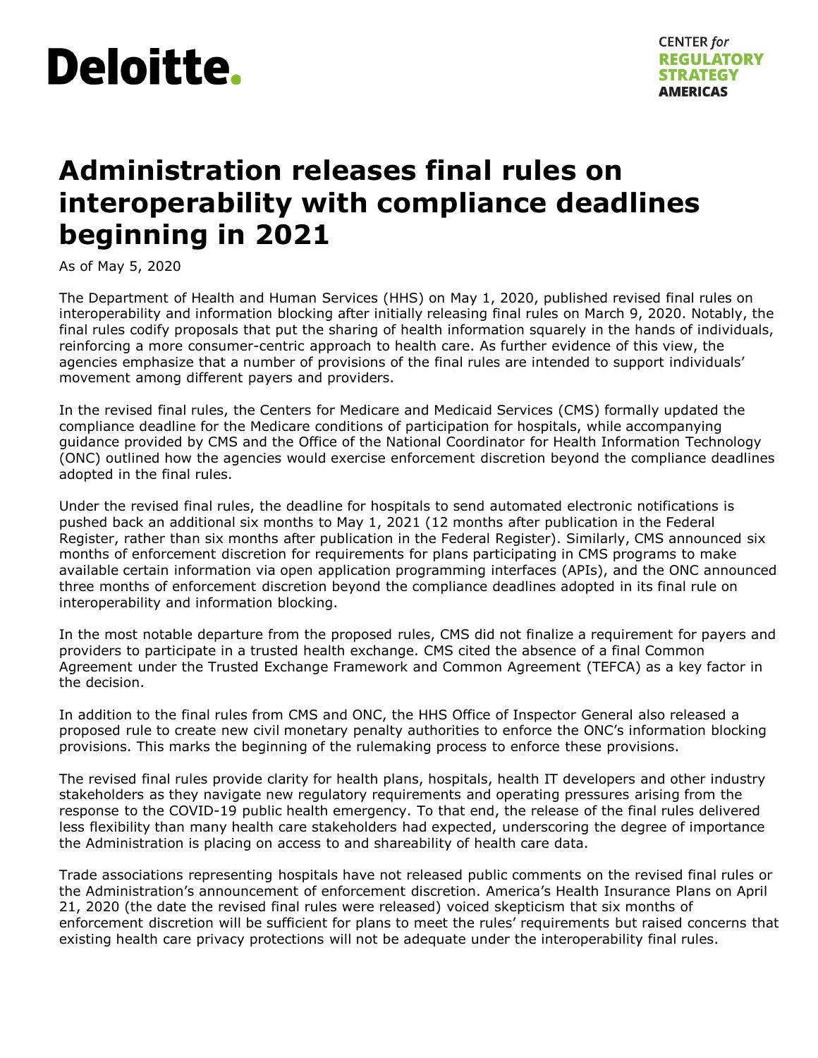# Administration releases final rules on interoperability with compliance deadlines beginning in 2021

As of May 5, 2020

The Department of Health and Human Services (HHS) on May 1, 2020, published revised final rules on interoperability and information blocking after initially releasing final rules on March 9, 2020. Notably, the final rules codify proposals that put the sharing of health information squarely in the hands of individuals, reinforcing a more consumer-centric approach to health care. As further evidence of this view, the agencies emphasize that a number of provisions of the final rules are intended to support individuals' movement among different payers and providers.

In the revised final rules, the Centers for Medicare and Medicaid Services (CMS) formally updated the compliance deadline for the Medicare conditions of participation for hospitals, while accompanying guidance provided by CMS and the Office of the National Coordinator for Health Information Technology (ONC) outlined how the agencies would exercise enforcement discretion beyond the compliance deadlines adopted in the final rules.

Under the revised final rules, the deadline for hospitals to send automated electronic notifications is pushed back an additional six months to May 1, 2021 (12 months after publication in the Federal Register, rather than six months after publication in the Federal Register). Similarly, CMS announced six months of enforcement discretion for requirements for plans participating in CMS programs to make available certain information via open application programming interfaces (APIs), and the ONC announced three months of enforcement discretion beyond the compliance deadlines adopted in its final rule on interoperability and information blocking.

In the most notable departure from the proposed rules, CMS did not finalize a requirement for payers and providers to participate in a trusted health exchange. CMS cited the absence of a final Common Agreement under the Trusted Exchange Framework and Common Agreement (TEFCA) as a key factor in the decision.

In addition to the final rules from CMS and ONC, the HHS Office of Inspector General also released a proposed rule to create new civil monetary penalty authorities to enforce the ONC's information blocking provisions. This marks the beginning of the rulemaking process to enforce these provisions.

The revised final rules provide clarity for health plans, hospitals, health IT developers and other industry stakeholders as they navigate new regulatory requirements and operating pressures arising from the response to the COVID-19 public health emergency. To that end, the release of the final rules delivered less flexibility than many health care stakeholders had expected, underscoring the degree of importance the Administration is placing on access to and shareability of health care data.

Trade associations representing hospitals have not released public comments on the revised final rules or the Administration's announcement of enforcement discretion. America's Health Insurance Plans on April 21, 2020 (the date the revised final rules were released) voiced skepticism that six months of enforcement discretion will be sufficient for plans to meet the rules' requirements but raised concerns that existing health care privacy protections will not be adequate under the interoperability final rules.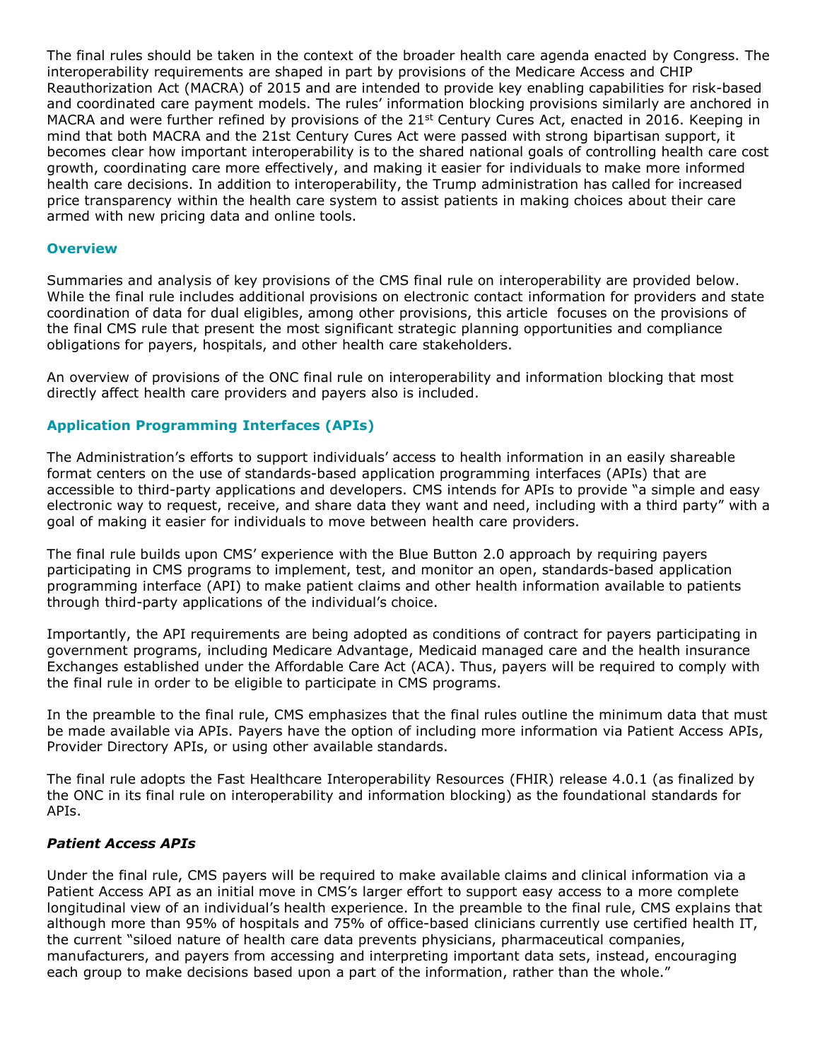The final rules should be taken in the context of the broader health care agenda enacted by Congress. The interoperability requirements are shaped in part by provisions of the Medicare Access and CHIP Reauthorization Act (MACRA) of 2015 and are intended to provide key enabling capabilities for risk-based and coordinated care payment models. The rules' information blocking provisions similarly are anchored in MACRA and were further refined by provisions of the 21st Century Cures Act, enacted in 2016. Keeping in mind that both MACRA and the 21st Century Cures Act were passed with strong bipartisan support, it becomes clear how important interoperability is to the shared national goals of controlling health care cost growth, coordinating care more effectively, and making it easier for individuals to make more informed health care decisions. In addition to interoperability, the Trump administration has called for increased price transparency within the health care system to assist patients in making choices about their care armed with new pricing data and online tools.

### Overview

Summaries and analysis of key provisions of the CMS final rule on interoperability are provided below. While the final rule includes additional provisions on electronic contact information for providers and state coordination of data for dual eligibles, among other provisions, this article focuses on the provisions of the final CMS rule that present the most significant strategic planning opportunities and compliance obligations for payers, hospitals, and other health care stakeholders.

An overview of provisions of the ONC final rule on interoperability and information blocking that most directly affect health care providers and payers also is included.

### Application Programming Interfaces (APIs)

The Administration's efforts to support individuals' access to health information in an easily shareable format centers on the use of standards-based application programming interfaces (APIs) that are accessible to third-party applications and developers. CMS intends for APIs to provide "a simple and easy electronic way to request, receive, and share data they want and need, including with a third party" with a goal of making it easier for individuals to move between health care providers.

The final rule builds upon CMS' experience with the Blue Button 2.0 approach by requiring payers participating in CMS programs to implement, test, and monitor an open, standards-based application programming interface (API) to make patient claims and other health information available to patients through third-party applications of the individual's choice.

Importantly, the API requirements are being adopted as conditions of contract for payers participating in government programs, including Medicare Advantage, Medicaid managed care and the health insurance Exchanges established under the Affordable Care Act (ACA). Thus, payers will be required to comply with the final rule in order to be eligible to participate in CMS programs.

In the preamble to the final rule, CMS emphasizes that the final rules outline the minimum data that must be made available via APIs. Payers have the option of including more information via Patient Access APIs, Provider Directory APIs, or using other available standards.

The final rule adopts the Fast Healthcare Interoperability Resources (FHIR) release 4.0.1 (as finalized by the ONC in its final rule on interoperability and information blocking) as the foundational standards for APIs.

#### *Patient Access APIs*

Under the final rule, CMS payers will be required to make available claims and clinical information via a Patient Access API as an initial move in CMS's larger effort to support easy access to a more complete longitudinal view of an individual's health experience. In the preamble to the final rule, CMS explains that although more than 95% of hospitals and 75% of office-based clinicians currently use certified health IT, the current "siloed nature of health care data prevents physicians, pharmaceutical companies, manufacturers, and payers from accessing and interpreting important data sets, instead, encouraging each group to make decisions based upon a part of the information, rather than the whole."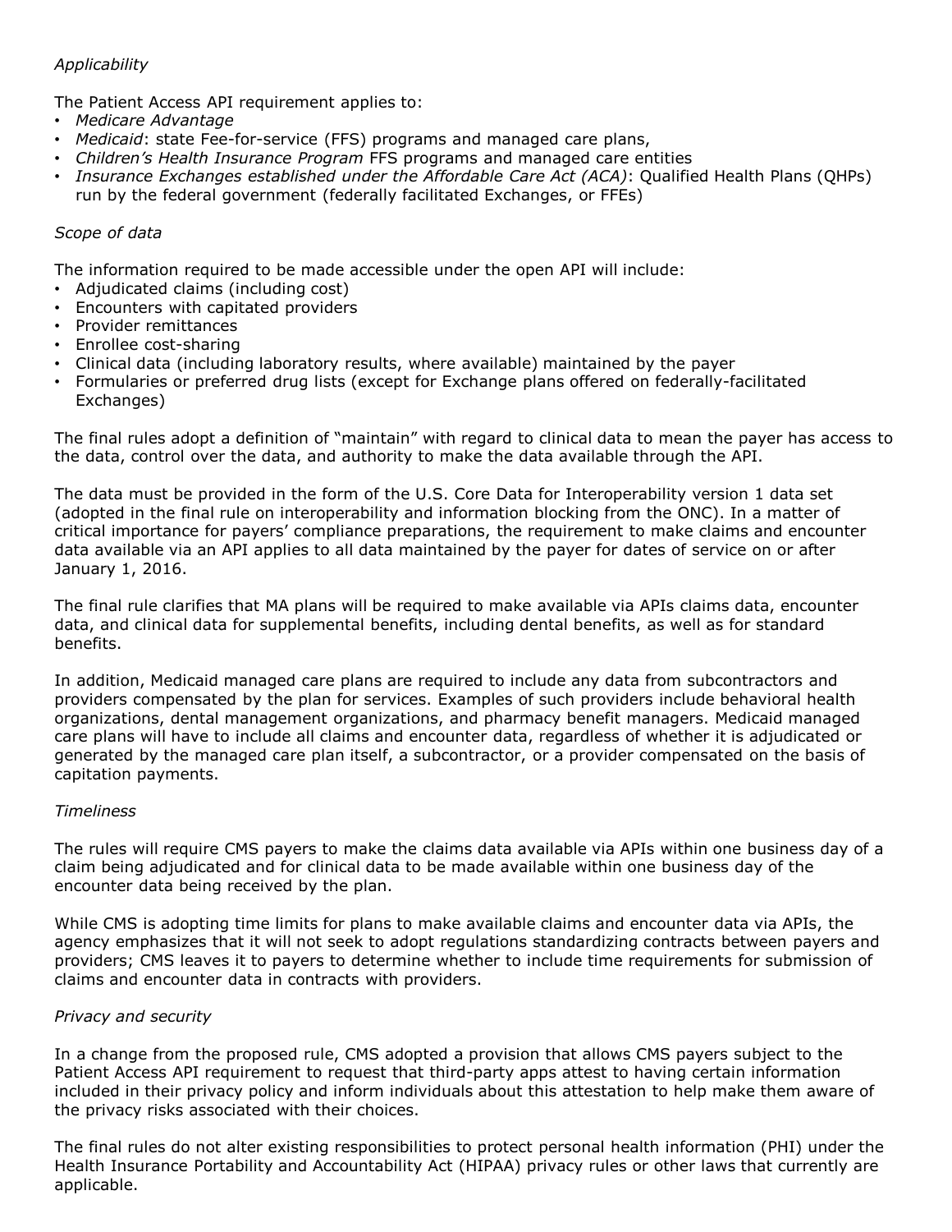*Applicability*

The Patient Access API requirement applies to:

- *Medicare Advantage*
- *Medicaid*: state Fee-for-service (FFS) programs and managed care plans,
- *Children's Health Insurance Program* FFS programs and managed care entities
- *Insurance Exchanges established under the Affordable Care Act (ACA)*: Qualified Health Plans (QHPs) run by the federal government (federally facilitated Exchanges, or FFEs)

*Scope of data*

The information required to be made accessible under the open API will include:

- Adjudicated claims (including cost)
- Encounters with capitated providers
- Provider remittances
- Enrollee cost-sharing
- Clinical data (including laboratory results, where available) maintained by the payer
- Formularies or preferred drug lists (except for Exchange plans offered on federally-facilitated Exchanges)

The final rules adopt a definition of "maintain" with regard to clinical data to mean the payer has access to the data, control over the data, and authority to make the data available through the API.

The data must be provided in the form of the U.S. Core Data for Interoperability version 1 data set (adopted in the final rule on interoperability and information blocking from the ONC). In a matter of critical importance for payers' compliance preparations, the requirement to make claims and encounter data available via an API applies to all data maintained by the payer for dates of service on or after January 1, 2016.

The final rule clarifies that MA plans will be required to make available via APIs claims data, encounter data, and clinical data for supplemental benefits, including dental benefits, as well as for standard benefits.

In addition, Medicaid managed care plans are required to include any data from subcontractors and providers compensated by the plan for services. Examples of such providers include behavioral health organizations, dental management organizations, and pharmacy benefit managers. Medicaid managed care plans will have to include all claims and encounter data, regardless of whether it is adjudicated or generated by the managed care plan itself, a subcontractor, or a provider compensated on the basis of capitation payments.

*Timeliness*

The rules will require CMS payers to make the claims data available via APIs within one business day of a claim being adjudicated and for clinical data to be made available within one business day of the encounter data being received by the plan.

While CMS is adopting time limits for plans to make available claims and encounter data via APIs, the agency emphasizes that it will not seek to adopt regulations standardizing contracts between payers and providers; CMS leaves it to payers to determine whether to include time requirements for submission of claims and encounter data in contracts with providers.

*Privacy and security*

In a change from the proposed rule, CMS adopted a provision that allows CMS payers subject to the Patient Access API requirement to request that third-party apps attest to having certain information included in their privacy policy and inform individuals about this attestation to help make them aware of the privacy risks associated with their choices.

The final rules do not alter existing responsibilities to protect personal health information (PHI) under the Health Insurance Portability and Accountability Act (HIPAA) privacy rules or other laws that currently are applicable.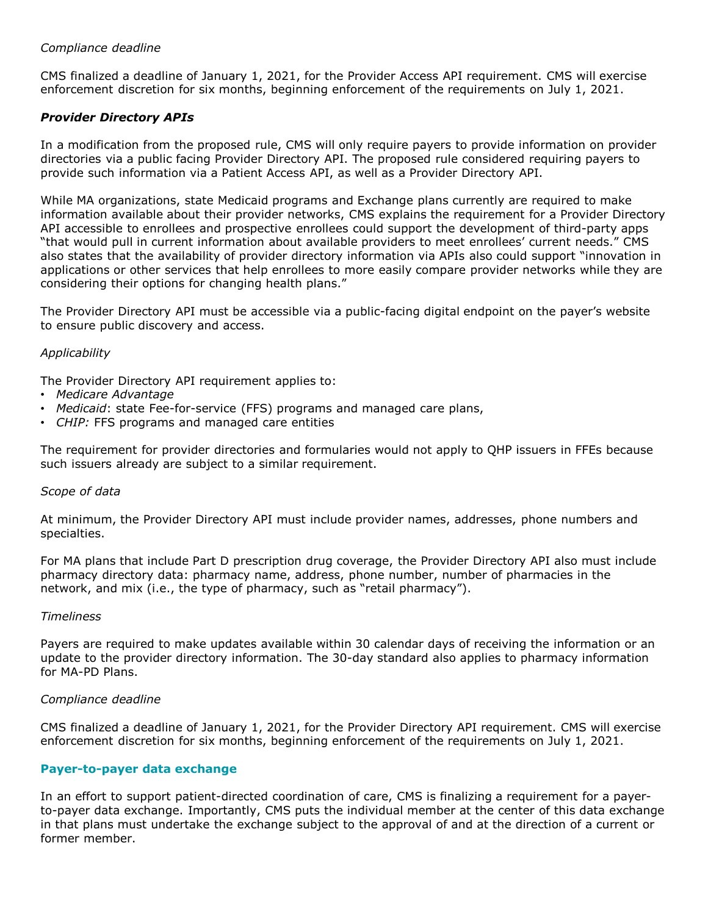*Compliance deadline*

CMS finalized a deadline of January 1, 2021, for the Provider Access API requirement. CMS will exercise enforcement discretion for six months, beginning enforcement of the requirements on July 1, 2021.

### *Provider Directory APIs*

In a modification from the proposed rule, CMS will only require payers to provide information on provider directories via a public facing Provider Directory API. The proposed rule considered requiring payers to provide such information via a Patient Access API, as well as a Provider Directory API.

While MA organizations, state Medicaid programs and Exchange plans currently are required to make information available about their provider networks, CMS explains the requirement for a Provider Directory API accessible to enrollees and prospective enrollees could support the development of third-party apps "that would pull in current information about available providers to meet enrollees' current needs." CMS also states that the availability of provider directory information via APIs also could support "innovation in applications or other services that help enrollees to more easily compare provider networks while they are considering their options for changing health plans."

The Provider Directory API must be accessible via a public-facing digital endpoint on the payer's website to ensure public discovery and access.

*Applicability*

The Provider Directory API requirement applies to:

- *Medicare Advantage*
- *Medicaid*: state Fee-for-service (FFS) programs and managed care plans,
- *CHIP:* FFS programs and managed care entities

The requirement for provider directories and formularies would not apply to QHP issuers in FFEs because such issuers already are subject to a similar requirement.

*Scope of data*

At minimum, the Provider Directory API must include provider names, addresses, phone numbers and specialties.

For MA plans that include Part D prescription drug coverage, the Provider Directory API also must include pharmacy directory data: pharmacy name, address, phone number, number of pharmacies in the network, and mix (i.e., the type of pharmacy, such as "retail pharmacy").

*Timeliness*

Payers are required to make updates available within 30 calendar days of receiving the information or an update to the provider directory information. The 30-day standard also applies to pharmacy information for MA-PD Plans.

*Compliance deadline*

CMS finalized a deadline of January 1, 2021, for the Provider Directory API requirement. CMS will exercise enforcement discretion for six months, beginning enforcement of the requirements on July 1, 2021.

## Payer-to-payer data exchange

In an effort to support patient-directed coordination of care, CMS is finalizing a requirement for a payer-to-payer data exchange. Importantly, CMS puts the individual member at the center of this data exchange in that plans must undertake the exchange subject to the approval of and at the direction of a current or former member.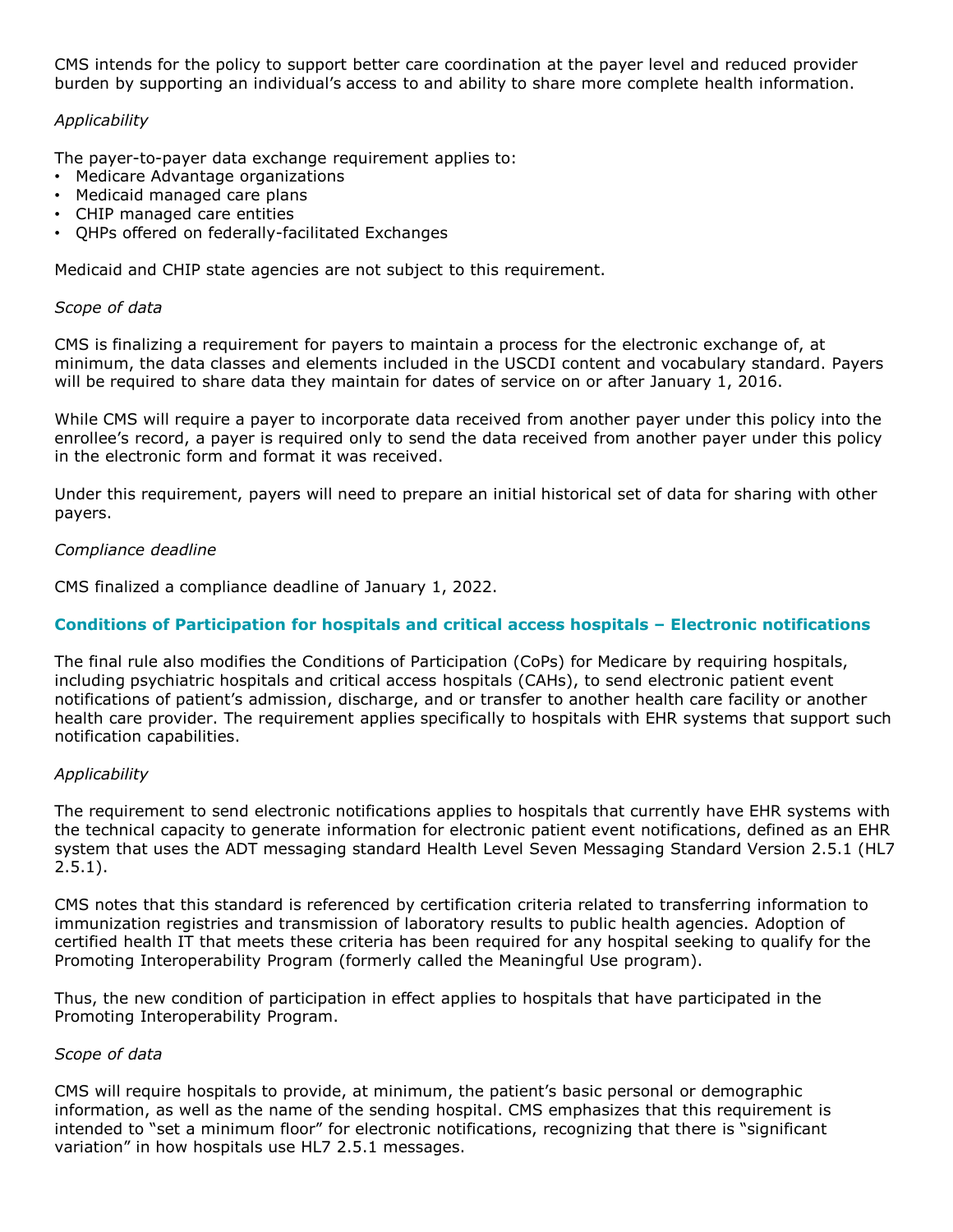CMS intends for the policy to support better care coordination at the payer level and reduced provider burden by supporting an individual's access to and ability to share more complete health information.

*Applicability*

The payer-to-payer data exchange requirement applies to:

- Medicare Advantage organizations
- Medicaid managed care plans
- CHIP managed care entities
- QHPs offered on federally-facilitated Exchanges

Medicaid and CHIP state agencies are not subject to this requirement.

*Scope of data*

CMS is finalizing a requirement for payers to maintain a process for the electronic exchange of, at minimum, the data classes and elements included in the USCDI content and vocabulary standard. Payers will be required to share data they maintain for dates of service on or after January 1, 2016.

While CMS will require a payer to incorporate data received from another payer under this policy into the enrollee's record, a payer is required only to send the data received from another payer under this policy in the electronic form and format it was received.

Under this requirement, payers will need to prepare an initial historical set of data for sharing with other payers.

*Compliance deadline*

CMS finalized a compliance deadline of January 1, 2022.

### Conditions of Participation for hospitals and critical access hospitals – Electronic notifications

The final rule also modifies the Conditions of Participation (CoPs) for Medicare by requiring hospitals, including psychiatric hospitals and critical access hospitals (CAHs), to send electronic patient event notifications of patient's admission, discharge, and or transfer to another health care facility or another health care provider. The requirement applies specifically to hospitals with EHR systems that support such notification capabilities.

*Applicability*

The requirement to send electronic notifications applies to hospitals that currently have EHR systems with the technical capacity to generate information for electronic patient event notifications, defined as an EHR system that uses the ADT messaging standard Health Level Seven Messaging Standard Version 2.5.1 (HL7 2.5.1).

CMS notes that this standard is referenced by certification criteria related to transferring information to immunization registries and transmission of laboratory results to public health agencies. Adoption of certified health IT that meets these criteria has been required for any hospital seeking to qualify for the Promoting Interoperability Program (formerly called the Meaningful Use program).

Thus, the new condition of participation in effect applies to hospitals that have participated in the Promoting Interoperability Program.

*Scope of data*

CMS will require hospitals to provide, at minimum, the patient's basic personal or demographic information, as well as the name of the sending hospital. CMS emphasizes that this requirement is intended to "set a minimum floor" for electronic notifications, recognizing that there is "significant variation" in how hospitals use HL7 2.5.1 messages.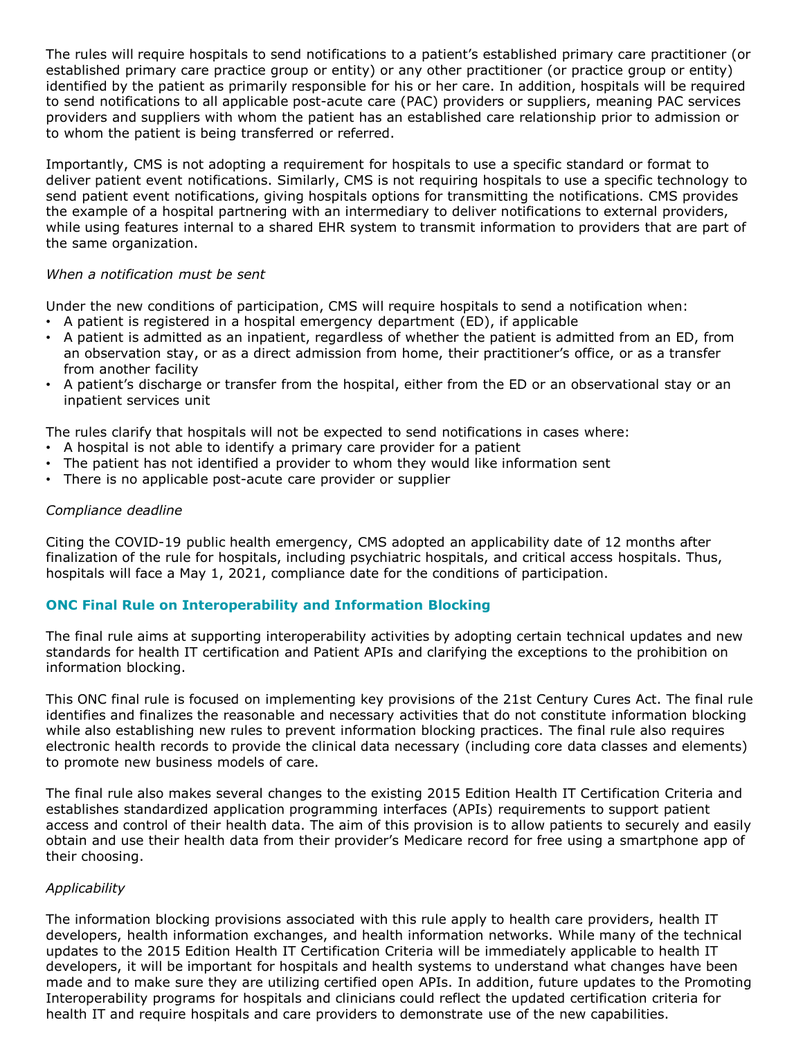The rules will require hospitals to send notifications to a patient's established primary care practitioner (or established primary care practice group or entity) or any other practitioner (or practice group or entity) identified by the patient as primarily responsible for his or her care. In addition, hospitals will be required to send notifications to all applicable post-acute care (PAC) providers or suppliers, meaning PAC services providers and suppliers with whom the patient has an established care relationship prior to admission or to whom the patient is being transferred or referred.

Importantly, CMS is not adopting a requirement for hospitals to use a specific standard or format to deliver patient event notifications. Similarly, CMS is not requiring hospitals to use a specific technology to send patient event notifications, giving hospitals options for transmitting the notifications. CMS provides the example of a hospital partnering with an intermediary to deliver notifications to external providers, while using features internal to a shared EHR system to transmit information to providers that are part of the same organization.

*When a notification must be sent*

Under the new conditions of participation, CMS will require hospitals to send a notification when:

- A patient is registered in a hospital emergency department (ED), if applicable
- A patient is admitted as an inpatient, regardless of whether the patient is admitted from an ED, from an observation stay, or as a direct admission from home, their practitioner's office, or as a transfer from another facility
- A patient's discharge or transfer from the hospital, either from the ED or an observational stay or an inpatient services unit

The rules clarify that hospitals will not be expected to send notifications in cases where:

- A hospital is not able to identify a primary care provider for a patient
- The patient has not identified a provider to whom they would like information sent
- There is no applicable post-acute care provider or supplier

*Compliance deadline*

Citing the COVID-19 public health emergency, CMS adopted an applicability date of 12 months after finalization of the rule for hospitals, including psychiatric hospitals, and critical access hospitals. Thus, hospitals will face a May 1, 2021, compliance date for the conditions of participation.

## ONC Final Rule on Interoperability and Information Blocking

The final rule aims at supporting interoperability activities by adopting certain technical updates and new standards for health IT certification and Patient APIs and clarifying the exceptions to the prohibition on information blocking.

This ONC final rule is focused on implementing key provisions of the 21st Century Cures Act. The final rule identifies and finalizes the reasonable and necessary activities that do not constitute information blocking while also establishing new rules to prevent information blocking practices. The final rule also requires electronic health records to provide the clinical data necessary (including core data classes and elements) to promote new business models of care.

The final rule also makes several changes to the existing 2015 Edition Health IT Certification Criteria and establishes standardized application programming interfaces (APIs) requirements to support patient access and control of their health data. The aim of this provision is to allow patients to securely and easily obtain and use their health data from their provider's Medicare record for free using a smartphone app of their choosing.

*Applicability*

The information blocking provisions associated with this rule apply to health care providers, health IT developers, health information exchanges, and health information networks. While many of the technical updates to the 2015 Edition Health IT Certification Criteria will be immediately applicable to health IT developers, it will be important for hospitals and health systems to understand what changes have been made and to make sure they are utilizing certified open APIs. In addition, future updates to the Promoting Interoperability programs for hospitals and clinicians could reflect the updated certification criteria for health IT and require hospitals and care providers to demonstrate use of the new capabilities.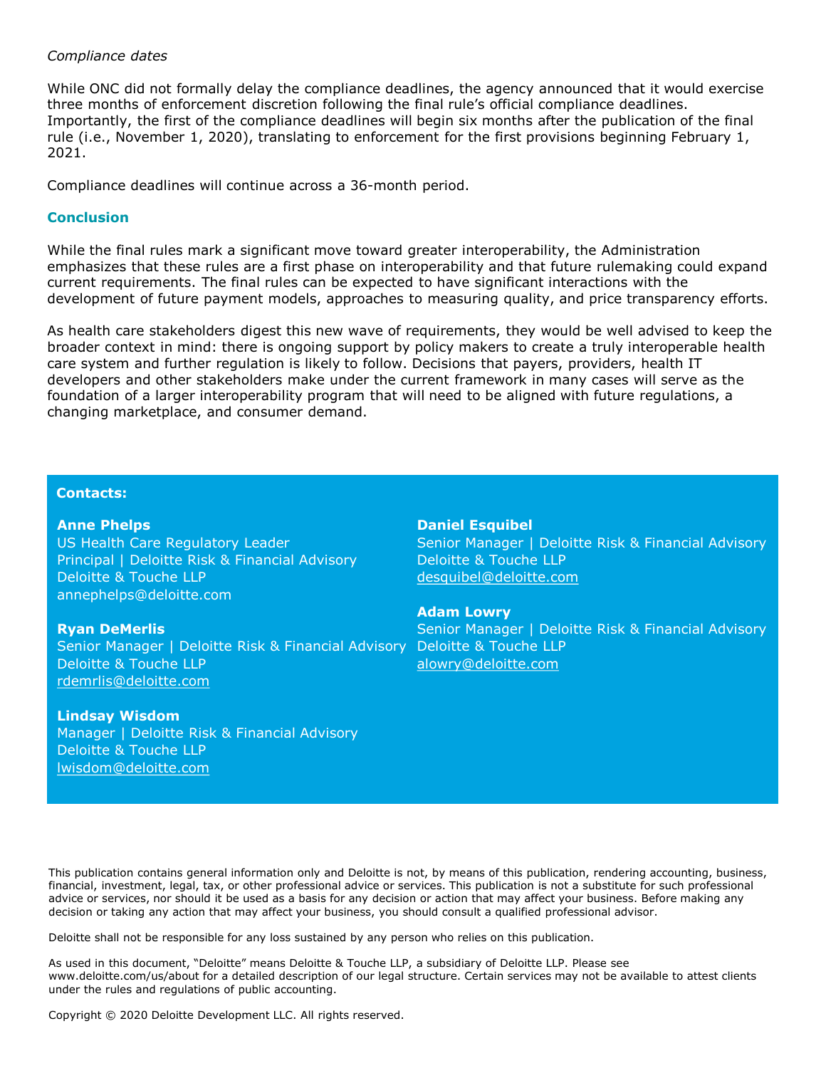*Compliance dates*

While ONC did not formally delay the compliance deadlines, the agency announced that it would exercise three months of enforcement discretion following the final rule's official compliance deadlines. Importantly, the first of the compliance deadlines will begin six months after the publication of the final rule (i.e., November 1, 2020), translating to enforcement for the first provisions beginning February 1, 2021.

Compliance deadlines will continue across a 36-month period.

## Conclusion

While the final rules mark a significant move toward greater interoperability, the Administration emphasizes that these rules are a first phase on interoperability and that future rulemaking could expand current requirements. The final rules can be expected to have significant interactions with the development of future payment models, approaches to measuring quality, and price transparency efforts.

As health care stakeholders digest this new wave of requirements, they would be well advised to keep the broader context in mind: there is ongoing support by policy makers to create a truly interoperable health care system and further regulation is likely to follow. Decisions that payers, providers, health IT developers and other stakeholders make under the current framework in many cases will serve as the foundation of a larger interoperability program that will need to be aligned with future regulations, a changing marketplace, and consumer demand.

**Contacts:**

**Anne Phelps**
US Health Care Regulatory Leader
Principal | Deloitte Risk & Financial Advisory
Deloitte & Touche LLP
annephelps@deloitte.com

**Ryan DeMerlis**
Senior Manager | Deloitte Risk & Financial Advisory
Deloitte & Touche LLP
rdemrlis@deloitte.com

**Lindsay Wisdom**
Manager | Deloitte Risk & Financial Advisory
Deloitte & Touche LLP
lwisdom@deloitte.com

**Daniel Esquibel**
Senior Manager | Deloitte Risk & Financial Advisory
Deloitte & Touche LLP
desquibel@deloitte.com

**Adam Lowry**
Senior Manager | Deloitte Risk & Financial Advisory
Deloitte & Touche LLP
alowry@deloitte.com

This publication contains general information only and Deloitte is not, by means of this publication, rendering accounting, business, financial, investment, legal, tax, or other professional advice or services. This publication is not a substitute for such professional advice or services, nor should it be used as a basis for any decision or action that may affect your business. Before making any decision or taking any action that may affect your business, you should consult a qualified professional advisor.

Deloitte shall not be responsible for any loss sustained by any person who relies on this publication.

As used in this document, "Deloitte" means Deloitte & Touche LLP, a subsidiary of Deloitte LLP. Please see www.deloitte.com/us/about for a detailed description of our legal structure. Certain services may not be available to attest clients under the rules and regulations of public accounting.

Copyright © 2020 Deloitte Development LLC. All rights reserved.